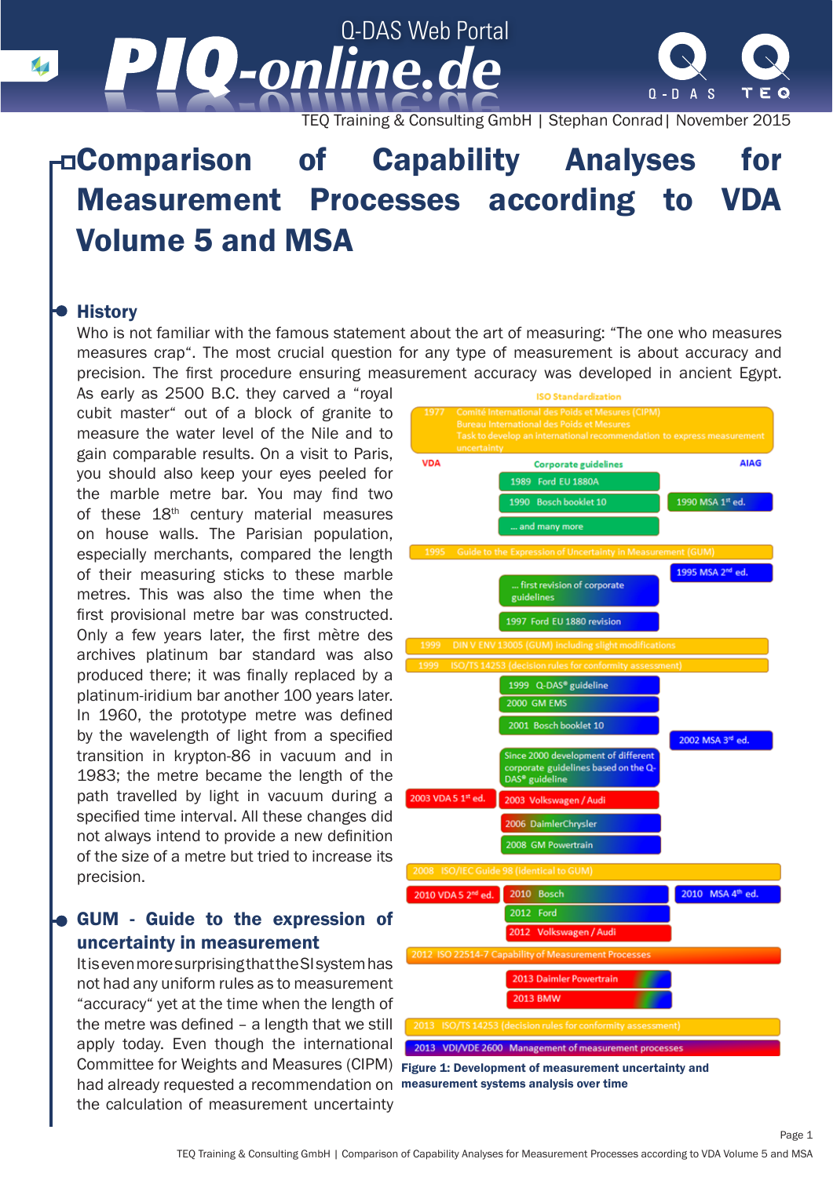TEQ Training & Consulting GmbH | Stephan Conrad | November 2015

# Comparison of Capability Analyses for Measurement Processes according to VDA Volume 5 and MSA

## History

Who is not familiar with the famous statement about the art of measuring: "The one who measures measures crap". The most crucial question for any type of measurement is about accuracy and precision. The first procedure ensuring measurement accuracy was developed in ancient Egypt. As early as 2500 B.C. they carved a "royal cubit master" out of a block of granite to measure the water level of the Nile and to gain comparable results. On a visit to Paris, you should also keep your eyes peeled for the marble metre bar. You may find two of these 18th century material measures on house walls. The Parisian population, especially merchants, compared the length of their measuring sticks to these marble metres. This was also the time when the first provisional metre bar was constructed. Only a few years later, the first mètre des archives platinum bar standard was also produced there; it was finally replaced by a platinum-iridium bar another 100 years later. In 1960, the prototype metre was defined by the wavelength of light from a specified transition in krypton-86 in vacuum and in 1983; the metre became the length of the path travelled by light in vacuum during a specified time interval. All these changes did not always intend to provide a new definition of the size of a metre but tried to increase its precision.

ISO Standardization

- 1977 Comité International des Poids et Mesures (CIPM) / Bureau International des Poids et Mesures / Task to develop an international recommendation to express measurement uncertainty

VDA | Corporate guidelines | AIAG

- 1989 Ford EU 1880A
- 1990 Bosch booklet 10
- 1990 MSA 1st ed.
- ... and many more
- 1995 Guide to the Expression of Uncertainty in Measurement (GUM)
- 1995 MSA 2nd ed.
- ... first revision of corporate guidelines
- 1997 Ford EU 1880 revision
- 1999 DIN V ENV 13005 (GUM) including slight modifications
- 1999 ISO/TS 14253 (decision rules for conformity assessment)
- 1999 Q-DAS® guideline
- 2000 GM EMS
- 2001 Bosch booklet 10
- 2002 MSA 3rd ed.
- Since 2000 development of different corporate guidelines based on the Q-DAS® guideline
- 2003 VDA 5 1st ed.
- 2003 Volkswagen / Audi
- 2006 DaimlerChrysler
- 2008 GM Powertrain
- 2008 ISO/IEC Guide 98 (identical to GUM)
- 2010 VDA 5 2nd ed.
- 2010 Bosch
- 2010 MSA 4th ed.
- 2012 Ford
- 2012 Volkswagen / Audi
- 2012 ISO 22514-7 Capability of Measurement Processes
- 2013 Daimler Powertrain
- 2013 BMW
- 2013 ISO/TS 14253 (decision rules for conformity assessment)
- 2013 VDI/VDE 2600 Management of measurement processes

**Figure 1: Development of measurement uncertainty and measurement systems analysis over time**

## GUM - Guide to the expression of uncertainty in measurement

It is even more surprising that the SI system has not had any uniform rules as to measurement "accuracy" yet at the time when the length of the metre was defined – a length that we still apply today. Even though the international Committee for Weights and Measures (CIPM) had already requested a recommendation on the calculation of measurement uncertainty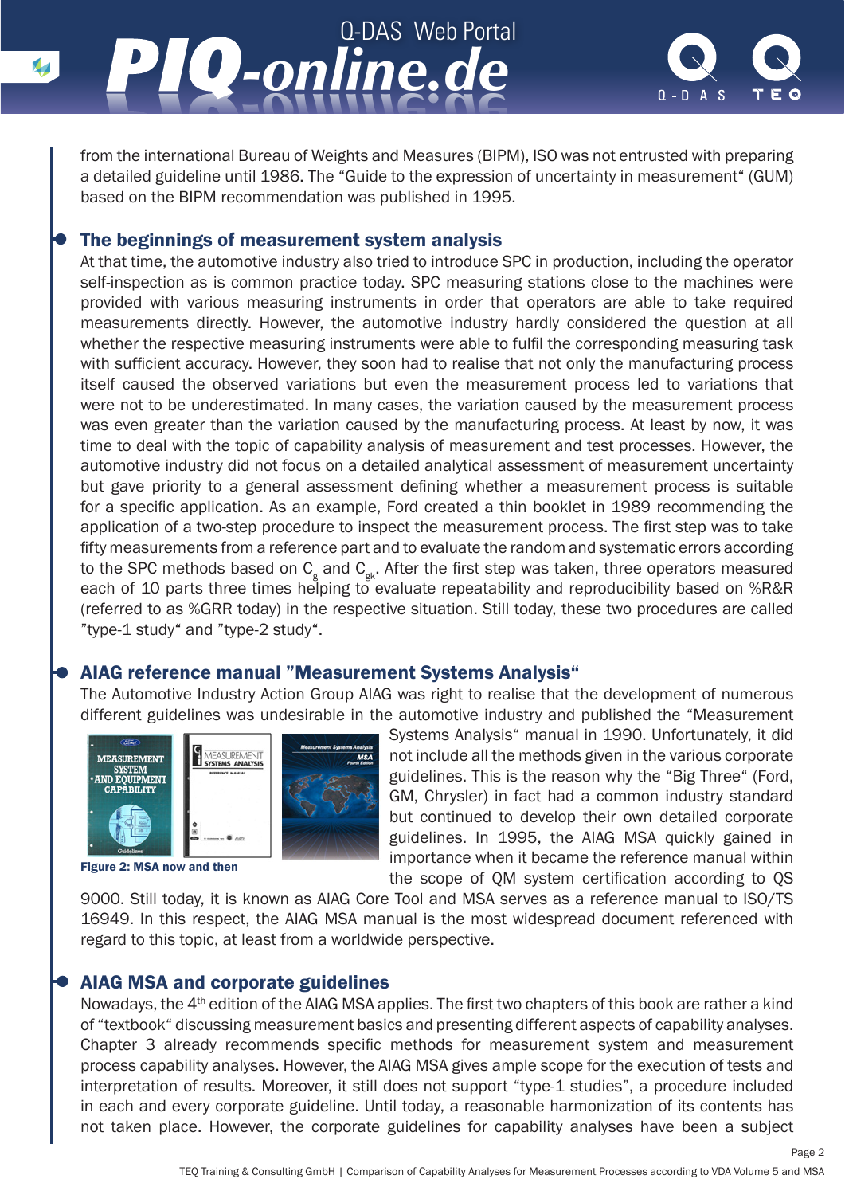from the international Bureau of Weights and Measures (BIPM), ISO was not entrusted with preparing a detailed guideline until 1986. The "Guide to the expression of uncertainty in measurement" (GUM) based on the BIPM recommendation was published in 1995.

## The beginnings of measurement system analysis

At that time, the automotive industry also tried to introduce SPC in production, including the operator self-inspection as is common practice today. SPC measuring stations close to the machines were provided with various measuring instruments in order that operators are able to take required measurements directly. However, the automotive industry hardly considered the question at all whether the respective measuring instruments were able to fulfil the corresponding measuring task with sufficient accuracy. However, they soon had to realise that not only the manufacturing process itself caused the observed variations but even the measurement process led to variations that were not to be underestimated. In many cases, the variation caused by the measurement process was even greater than the variation caused by the manufacturing process. At least by now, it was time to deal with the topic of capability analysis of measurement and test processes. However, the automotive industry did not focus on a detailed analytical assessment of measurement uncertainty but gave priority to a general assessment defining whether a measurement process is suitable for a specific application. As an example, Ford created a thin booklet in 1989 recommending the application of a two-step procedure to inspect the measurement process. The first step was to take fifty measurements from a reference part and to evaluate the random and systematic errors according to the SPC methods based on $C_g$ and $C_{gk}$. After the first step was taken, three operators measured each of 10 parts three times helping to evaluate repeatability and reproducibility based on %R&R (referred to as %GRR today) in the respective situation. Still today, these two procedures are called "type-1 study" and "type-2 study".

## AIAG reference manual "Measurement Systems Analysis"

The Automotive Industry Action Group AIAG was right to realise that the development of numerous different guidelines was undesirable in the automotive industry and published the "Measurement Systems Analysis" manual in 1990. Unfortunately, it did not include all the methods given in the various corporate guidelines. This is the reason why the "Big Three" (Ford, GM, Chrysler) in fact had a common industry standard but continued to develop their own detailed corporate guidelines. In 1995, the AIAG MSA quickly gained in importance when it became the reference manual within the scope of QM system certification according to QS 9000. Still today, it is known as AIAG Core Tool and MSA serves as a reference manual to ISO/TS 16949. In this respect, the AIAG MSA manual is the most widespread document referenced with regard to this topic, at least from a worldwide perspective.

**Figure 2: MSA now and then**

## AIAG MSA and corporate guidelines

Nowadays, the 4th edition of the AIAG MSA applies. The first two chapters of this book are rather a kind of "textbook" discussing measurement basics and presenting different aspects of capability analyses. Chapter 3 already recommends specific methods for measurement system and measurement process capability analyses. However, the AIAG MSA gives ample scope for the execution of tests and interpretation of results. Moreover, it still does not support "type-1 studies", a procedure included in each and every corporate guideline. Until today, a reasonable harmonization of its contents has not taken place. However, the corporate guidelines for capability analyses have been a subject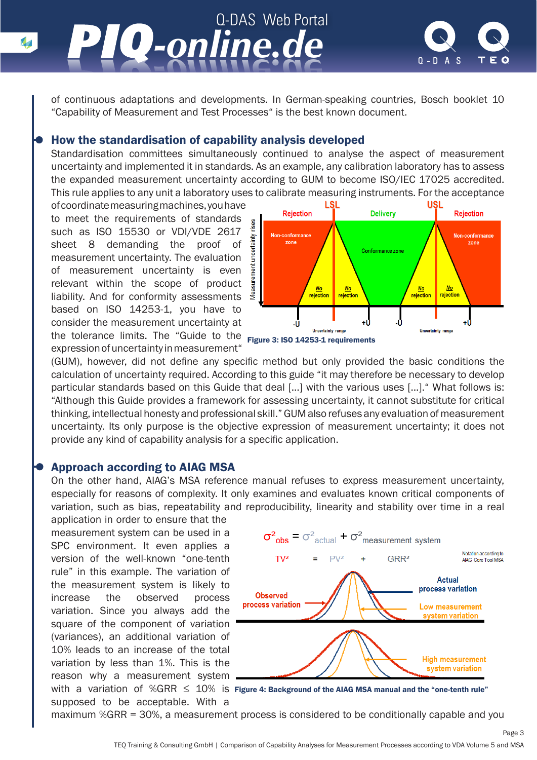of continuous adaptations and developments. In German-speaking countries, Bosch booklet 10 “Capability of Measurement and Test Processes“ is the best known document.

## How the standardisation of capability analysis developed

Standardisation committees simultaneously continued to analyse the aspect of measurement uncertainty and implemented it in standards. As an example, any calibration laboratory has to assess the expanded measurement uncertainty according to GUM to become ISO/IEC 17025 accredited. This rule applies to any unit a laboratory uses to calibrate measuring instruments. For the acceptance of coordinate measuring machines, you have to meet the requirements of standards such as ISO 15530 or VDI/VDE 2617 sheet 8 demanding the proof of measurement uncertainty. The evaluation of measurement uncertainty is even relevant within the scope of product liability. And for conformity assessments based on ISO 14253-1, you have to consider the measurement uncertainty at the tolerance limits. The “Guide to the expression of uncertainty in measurement“ (GUM), however, did not define any specific method but only provided the basic conditions the calculation of uncertainty required. According to this guide “it may therefore be necessary to develop particular standards based on this Guide that deal [...] with the various uses [...].“ What follows is: “Although this Guide provides a framework for assessing uncertainty, it cannot substitute for critical thinking, intellectual honesty and professional skill.” GUM also refuses any evaluation of measurement uncertainty. Its only purpose is the objective expression of measurement uncertainty; it does not provide any kind of capability analysis for a specific application.

**Figure 3: ISO 14253-1 requirements**

## Approach according to AIAG MSA

On the other hand, AIAG’s MSA reference manual refuses to express measurement uncertainty, especially for reasons of complexity. It only examines and evaluates known critical components of variation, such as bias, repeatability and reproducibility, linearity and stability over time in a real application in order to ensure that the measurement system can be used in a SPC environment. It even applies a version of the well-known “one-tenth rule” in this example. The variation of the measurement system is likely to increase the observed process variation. Since you always add the square of the component of variation (variances), an additional variation of 10% leads to an increase of the total variation by less than 1%. This is the reason why a measurement system with a variation of %GRR $\leq$ 10% is supposed to be acceptable. With a maximum %GRR = 30%, a measurement process is considered to be conditionally capable and you

**Figure 4: Background of the AIAG MSA manual and the “one-tenth rule”**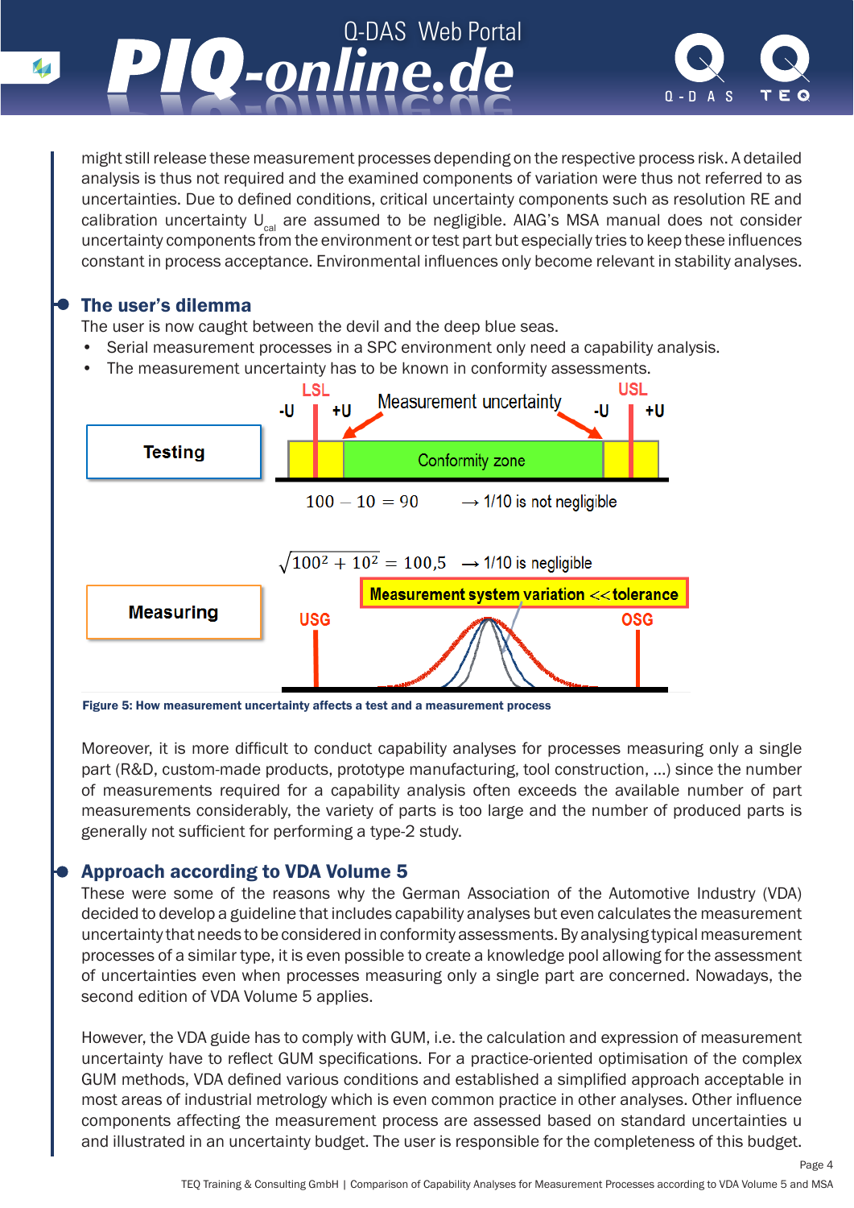might still release these measurement processes depending on the respective process risk. A detailed analysis is thus not required and the examined components of variation were thus not referred to as uncertainties. Due to defined conditions, critical uncertainty components such as resolution RE and calibration uncertainty $U_{cal}$ are assumed to be negligible. AIAG's MSA manual does not consider uncertainty components from the environment or test part but especially tries to keep these influences constant in process acceptance. Environmental influences only become relevant in stability analyses.

## The user's dilemma

The user is now caught between the devil and the deep blue seas.

- Serial measurement processes in a SPC environment only need a capability analysis.
- The measurement uncertainty has to be known in conformity assessments.

Testing: $100 - 10 = 90$ → 1/10 is not negligible

Measuring: $\sqrt{100^2 + 10^2} = 100{,}5$ → 1/10 is negligible

**Figure 5: How measurement uncertainty affects a test and a measurement process**

Moreover, it is more difficult to conduct capability analyses for processes measuring only a single part (R&D, custom-made products, prototype manufacturing, tool construction, ...) since the number of measurements required for a capability analysis often exceeds the available number of part measurements considerably, the variety of parts is too large and the number of produced parts is generally not sufficient for performing a type-2 study.

## Approach according to VDA Volume 5

These were some of the reasons why the German Association of the Automotive Industry (VDA) decided to develop a guideline that includes capability analyses but even calculates the measurement uncertainty that needs to be considered in conformity assessments. By analysing typical measurement processes of a similar type, it is even possible to create a knowledge pool allowing for the assessment of uncertainties even when processes measuring only a single part are concerned. Nowadays, the second edition of VDA Volume 5 applies.

However, the VDA guide has to comply with GUM, i.e. the calculation and expression of measurement uncertainty have to reflect GUM specifications. For a practice-oriented optimisation of the complex GUM methods, VDA defined various conditions and established a simplified approach acceptable in most areas of industrial metrology which is even common practice in other analyses. Other influence components affecting the measurement process are assessed based on standard uncertainties u and illustrated in an uncertainty budget. The user is responsible for the completeness of this budget.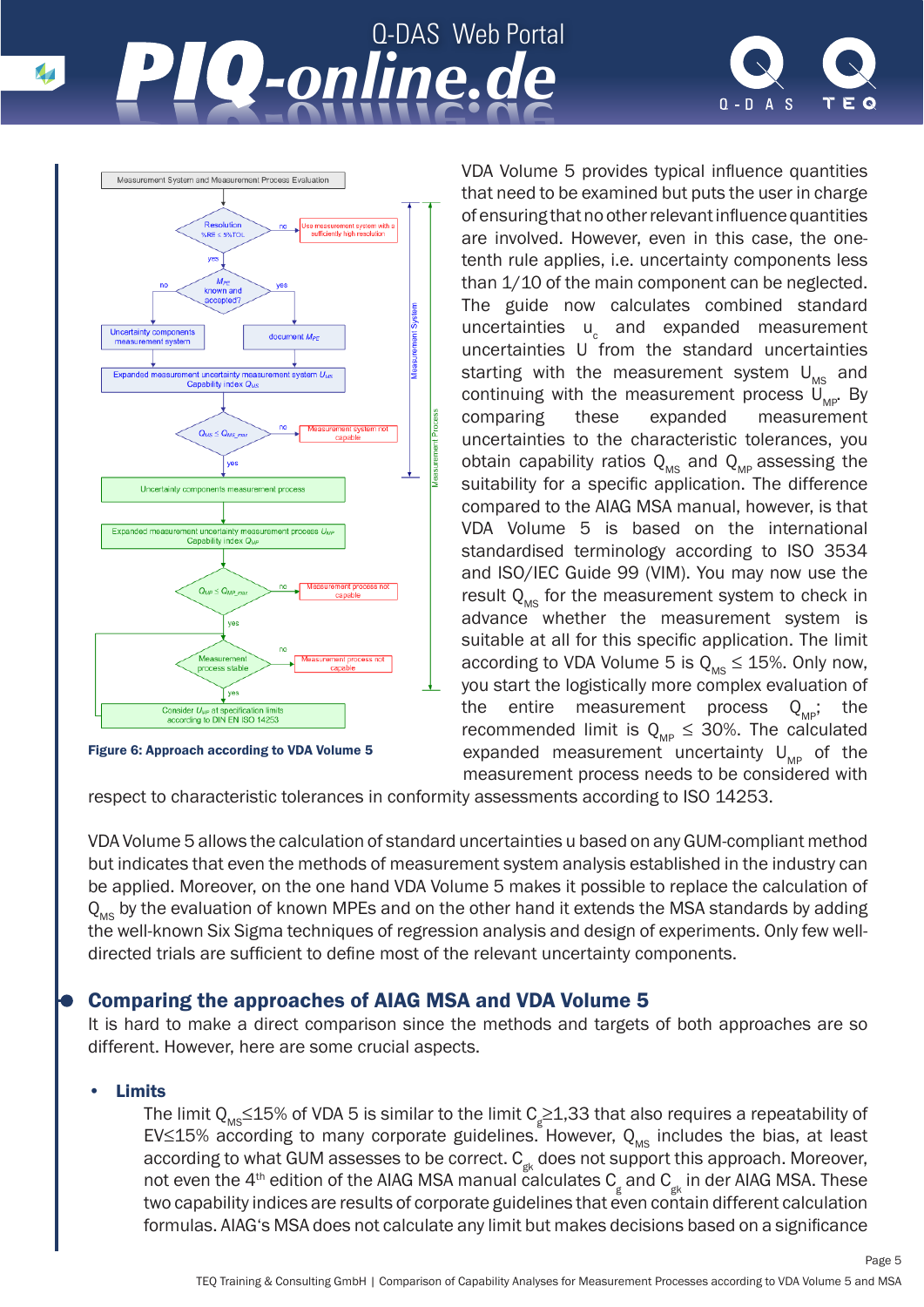Figure 6: Approach according to VDA Volume 5

VDA Volume 5 provides typical influence quantities that need to be examined but puts the user in charge of ensuring that no other relevant influence quantities are involved. However, even in this case, the one-tenth rule applies, i.e. uncertainty components less than 1/10 of the main component can be neglected. The guide now calculates combined standard uncertainties $u_c$ and expanded measurement uncertainties U from the standard uncertainties starting with the measurement system $U_{MS}$ and continuing with the measurement process $U_{MP}$. By comparing these expanded measurement uncertainties to the characteristic tolerances, you obtain capability ratios $Q_{MS}$ and $Q_{MP}$ assessing the suitability for a specific application. The difference compared to the AIAG MSA manual, however, is that VDA Volume 5 is based on the international standardised terminology according to ISO 3534 and ISO/IEC Guide 99 (VIM). You may now use the result $Q_{MS}$ for the measurement system to check in advance whether the measurement system is suitable at all for this specific application. The limit according to VDA Volume 5 is $Q_{MS} \leq 15\%$. Only now, you start the logistically more complex evaluation of the entire measurement process $Q_{MP}$; the recommended limit is $Q_{MP} \leq 30\%$. The calculated expanded measurement uncertainty $U_{MP}$ of the measurement process needs to be considered with respect to characteristic tolerances in conformity assessments according to ISO 14253.

VDA Volume 5 allows the calculation of standard uncertainties u based on any GUM-compliant method but indicates that even the methods of measurement system analysis established in the industry can be applied. Moreover, on the one hand VDA Volume 5 makes it possible to replace the calculation of $Q_{MS}$ by the evaluation of known MPEs and on the other hand it extends the MSA standards by adding the well-known Six Sigma techniques of regression analysis and design of experiments. Only few well-directed trials are sufficient to define most of the relevant uncertainty components.

## Comparing the approaches of AIAG MSA and VDA Volume 5

It is hard to make a direct comparison since the methods and targets of both approaches are so different. However, here are some crucial aspects.

- **Limits**

  The limit $Q_{MS} \leq 15\%$ of VDA 5 is similar to the limit $C_g \geq 1{,}33$ that also requires a repeatability of EV≤15% according to many corporate guidelines. However, $Q_{MS}$ includes the bias, at least according to what GUM assesses to be correct. $C_{gk}$ does not support this approach. Moreover, not even the 4th edition of the AIAG MSA manual calculates $C_g$ and $C_{gk}$ in der AIAG MSA. These two capability indices are results of corporate guidelines that even contain different calculation formulas. AIAG's MSA does not calculate any limit but makes decisions based on a significance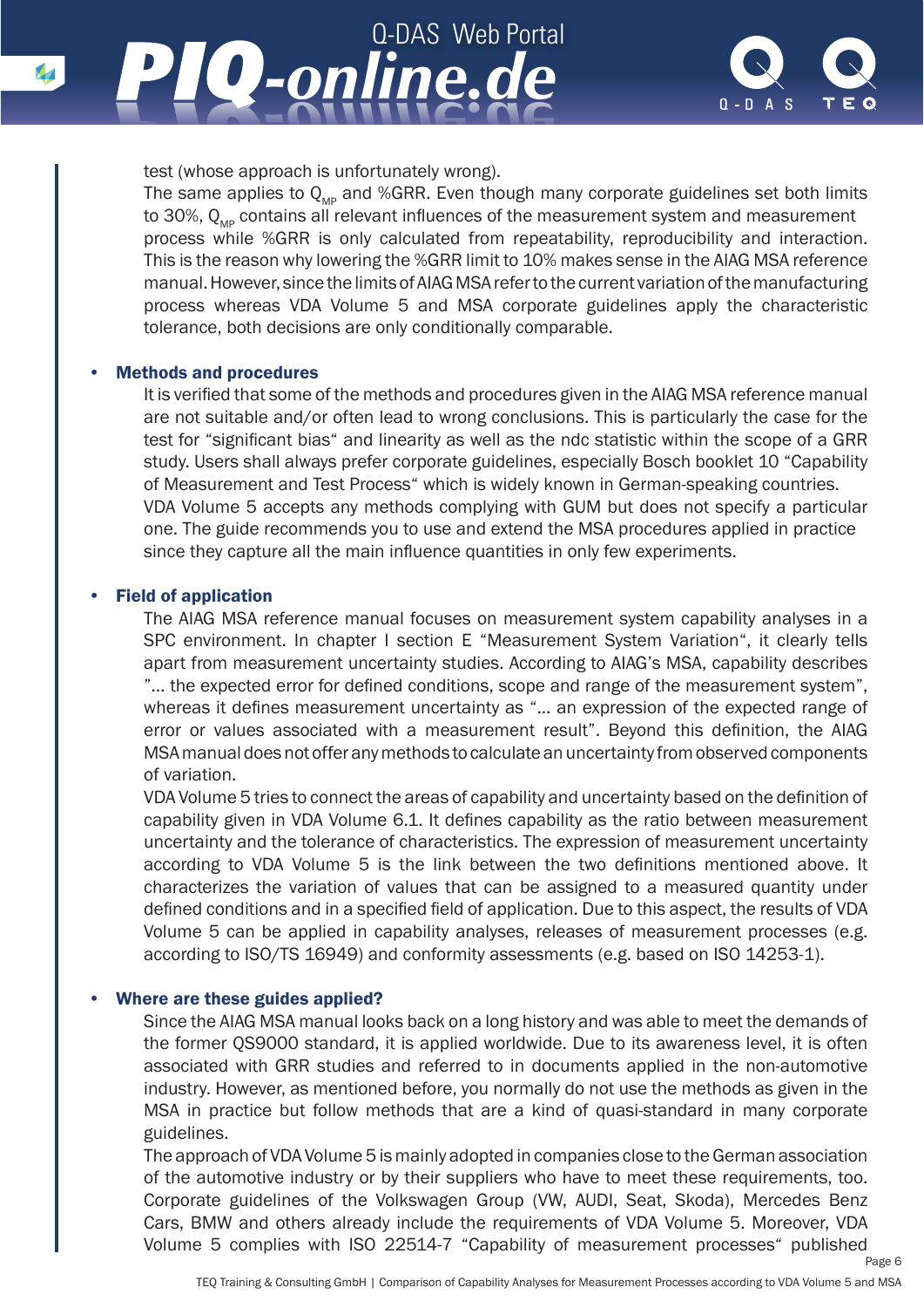test (whose approach is unfortunately wrong).

The same applies to $Q_{MP}$ and %GRR. Even though many corporate guidelines set both limits to 30%, $Q_{MP}$ contains all relevant influences of the measurement system and measurement process while %GRR is only calculated from repeatability, reproducibility and interaction. This is the reason why lowering the %GRR limit to 10% makes sense in the AIAG MSA reference manual. However, since the limits of AIAG MSA refer to the current variation of the manufacturing process whereas VDA Volume 5 and MSA corporate guidelines apply the characteristic tolerance, both decisions are only conditionally comparable.

- **Methods and procedures**

  It is verified that some of the methods and procedures given in the AIAG MSA reference manual are not suitable and/or often lead to wrong conclusions. This is particularly the case for the test for "significant bias" and linearity as well as the ndc statistic within the scope of a GRR study. Users shall always prefer corporate guidelines, especially Bosch booklet 10 "Capability of Measurement and Test Process" which is widely known in German-speaking countries.

  VDA Volume 5 accepts any methods complying with GUM but does not specify a particular one. The guide recommends you to use and extend the MSA procedures applied in practice since they capture all the main influence quantities in only few experiments.

- **Field of application**

  The AIAG MSA reference manual focuses on measurement system capability analyses in a SPC environment. In chapter I section E "Measurement System Variation", it clearly tells apart from measurement uncertainty studies. According to AIAG's MSA, capability describes "... the expected error for defined conditions, scope and range of the measurement system", whereas it defines measurement uncertainty as "... an expression of the expected range of error or values associated with a measurement result". Beyond this definition, the AIAG MSA manual does not offer any methods to calculate an uncertainty from observed components of variation.

  VDA Volume 5 tries to connect the areas of capability and uncertainty based on the definition of capability given in VDA Volume 6.1. It defines capability as the ratio between measurement uncertainty and the tolerance of characteristics. The expression of measurement uncertainty according to VDA Volume 5 is the link between the two definitions mentioned above. It characterizes the variation of values that can be assigned to a measured quantity under defined conditions and in a specified field of application. Due to this aspect, the results of VDA Volume 5 can be applied in capability analyses, releases of measurement processes (e.g. according to ISO/TS 16949) and conformity assessments (e.g. based on ISO 14253-1).

- **Where are these guides applied?**

  Since the AIAG MSA manual looks back on a long history and was able to meet the demands of the former QS9000 standard, it is applied worldwide. Due to its awareness level, it is often associated with GRR studies and referred to in documents applied in the non-automotive industry. However, as mentioned before, you normally do not use the methods as given in the MSA in practice but follow methods that are a kind of quasi-standard in many corporate guidelines.

  The approach of VDA Volume 5 is mainly adopted in companies close to the German association of the automotive industry or by their suppliers who have to meet these requirements, too. Corporate guidelines of the Volkswagen Group (VW, AUDI, Seat, Skoda), Mercedes Benz Cars, BMW and others already include the requirements of VDA Volume 5. Moreover, VDA Volume 5 complies with ISO 22514-7 "Capability of measurement processes" published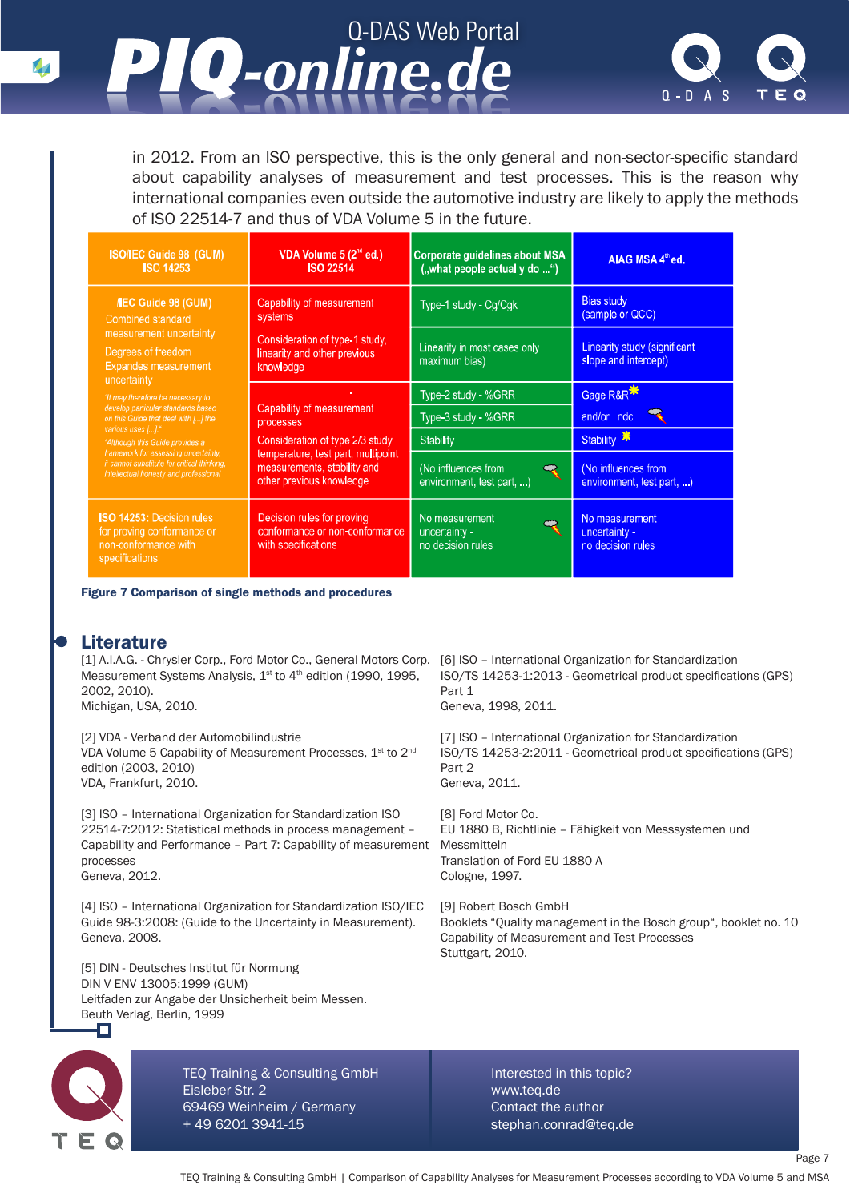in 2012. From an ISO perspective, this is the only general and non-sector-specific standard about capability analyses of measurement and test processes. This is the reason why international companies even outside the automotive industry are likely to apply the methods of ISO 22514-7 and thus of VDA Volume 5 in the future.

| ISO/IEC Guide 98 (GUM) ISO 14253 | VDA Volume 5 (2nd ed.) ISO 22514 | Corporate guidelines about MSA („what people actually do ...“) | AIAG MSA 4th ed. |
|---|---|---|---|
| IEC Guide 98 (GUM) Combined standard measurement uncertainty Degrees of freedom Expandes measurement uncertainty "It may therefore be necessary to develop particular standards based on this Guide that deal with [...] the various uses [...]." "Although this Guide provides a framework for assessing uncertainty, it cannot substitute for critical thinking, intellectual honesty and professional | Capability of measurement systems Consideration of type-1 study, linearity and other previous knowledge | Type-1 study - Cg/Cgk | Bias study (sample or QCC) |
| | | Linearity in most cases only maximum bias) | Linearity study (significant slope and intercept) |
| | Capability of measurement processes Consideration of type 2/3 study, temperature, test part, multipoint measurements, stability and other previous knowledge | Type-2 study - %GRR | Gage R&R |
| | | Type-3 study - %GRR | and/or ndc |
| | | Stability | Stability |
| | | (No influences from environment, test part, ...) | (No influences from environment, test part, ...) |
| ISO 14253: Decision rules for proving conformance or non-conformance with specifications | Decision rules for proving conformance or non-conformance with specifications | No measurement uncertainty - no decision rules | No measurement uncertainty - no decision rules |

**Figure 7 Comparison of single methods and procedures**

## Literature

[1] A.I.A.G. - Chrysler Corp., Ford Motor Co., General Motors Corp. Measurement Systems Analysis, 1st to 4th edition (1990, 1995, 2002, 2010).
Michigan, USA, 2010.

[2] VDA - Verband der Automobilindustrie
VDA Volume 5 Capability of Measurement Processes, 1st to 2nd edition (2003, 2010)
VDA, Frankfurt, 2010.

[3] ISO – International Organization for Standardization ISO 22514-7:2012: Statistical methods in process management – Capability and Performance – Part 7: Capability of measurement processes
Geneva, 2012.

[4] ISO – International Organization for Standardization ISO/IEC Guide 98-3:2008: (Guide to the Uncertainty in Measurement).
Geneva, 2008.

[5] DIN - Deutsches Institut für Normung
DIN V ENV 13005:1999 (GUM)
Leitfaden zur Angabe der Unsicherheit beim Messen.
Beuth Verlag, Berlin, 1999

[6] ISO – International Organization for Standardization
ISO/TS 14253-1:2013 - Geometrical product specifications (GPS) Part 1
Geneva, 1998, 2011.

[7] ISO – International Organization for Standardization
ISO/TS 14253-2:2011 - Geometrical product specifications (GPS) Part 2
Geneva, 2011.

[8] Ford Motor Co.
EU 1880 B, Richtlinie – Fähigkeit von Messsystemen und Messmitteln
Translation of Ford EU 1880 A
Cologne, 1997.

[9] Robert Bosch GmbH
Booklets “Quality management in the Bosch group“, booklet no. 10 Capability of Measurement and Test Processes
Stuttgart, 2010.

TEQ Training & Consulting GmbH
Eisleber Str. 2
69469 Weinheim / Germany
+ 49 6201 3941-15

Interested in this topic?
www.teq.de
Contact the author
stephan.conrad@teq.de